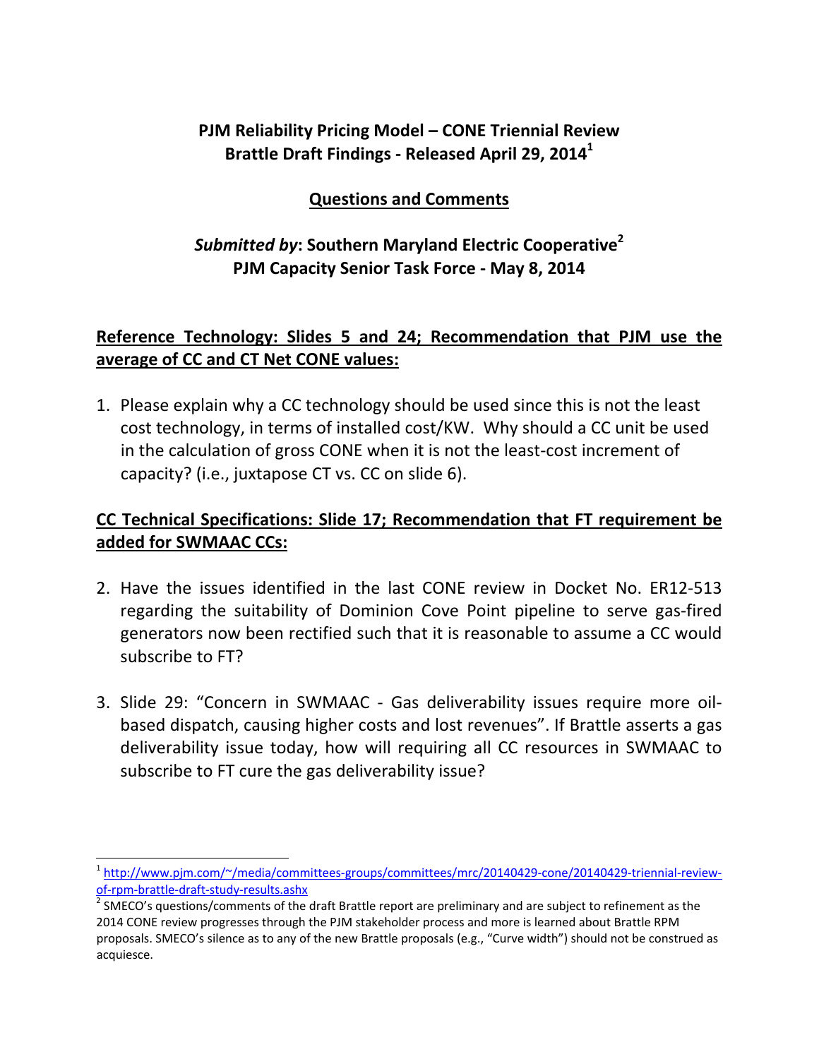**PJM Reliability Pricing Model – CONE Triennial Review**
**Brattle Draft Findings - Released April 29, 2014[1]**

**Questions and Comments**

***Submitted by*: Southern Maryland Electric Cooperative[2]**
**PJM Capacity Senior Task Force - May 8, 2014**

## Reference Technology: Slides 5 and 24; Recommendation that PJM use the average of CC and CT Net CONE values:

1. Please explain why a CC technology should be used since this is not the least cost technology, in terms of installed cost/KW. Why should a CC unit be used in the calculation of gross CONE when it is not the least-cost increment of capacity? (i.e., juxtapose CT vs. CC on slide 6).

## CC Technical Specifications: Slide 17; Recommendation that FT requirement be added for SWMAAC CCs:

2. Have the issues identified in the last CONE review in Docket No. ER12-513 regarding the suitability of Dominion Cove Point pipeline to serve gas-fired generators now been rectified such that it is reasonable to assume a CC would subscribe to FT?

3. Slide 29: "Concern in SWMAAC - Gas deliverability issues require more oil-based dispatch, causing higher costs and lost revenues". If Brattle asserts a gas deliverability issue today, how will requiring all CC resources in SWMAAC to subscribe to FT cure the gas deliverability issue?

---

[1] http://www.pjm.com/~/media/committees-groups/committees/mrc/20140429-cone/20140429-triennial-review-of-rpm-brattle-draft-study-results.ashx

[2] SMECO's questions/comments of the draft Brattle report are preliminary and are subject to refinement as the 2014 CONE review progresses through the PJM stakeholder process and more is learned about Brattle RPM proposals. SMECO's silence as to any of the new Brattle proposals (e.g., "Curve width") should not be construed as acquiesce.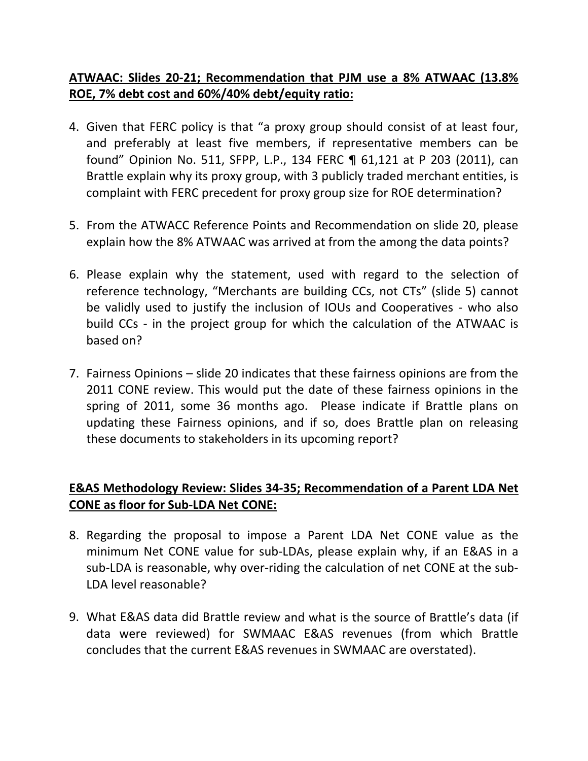**ATWAAC: Slides 20-21; Recommendation that PJM use a 8% ATWAAC (13.8% ROE, 7% debt cost and 60%/40% debt/equity ratio:**

4. Given that FERC policy is that "a proxy group should consist of at least four, and preferably at least five members, if representative members can be found" Opinion No. 511, SFPP, L.P., 134 FERC ¶ 61,121 at P 203 (2011), can Brattle explain why its proxy group, with 3 publicly traded merchant entities, is complaint with FERC precedent for proxy group size for ROE determination?

5. From the ATWACC Reference Points and Recommendation on slide 20, please explain how the 8% ATWAAC was arrived at from the among the data points?

6. Please explain why the statement, used with regard to the selection of reference technology, "Merchants are building CCs, not CTs" (slide 5) cannot be validly used to justify the inclusion of IOUs and Cooperatives - who also build CCs - in the project group for which the calculation of the ATWAAC is based on?

7. Fairness Opinions – slide 20 indicates that these fairness opinions are from the 2011 CONE review. This would put the date of these fairness opinions in the spring of 2011, some 36 months ago. Please indicate if Brattle plans on updating these Fairness opinions, and if so, does Brattle plan on releasing these documents to stakeholders in its upcoming report?

**E&AS Methodology Review: Slides 34-35; Recommendation of a Parent LDA Net CONE as floor for Sub-LDA Net CONE:**

8. Regarding the proposal to impose a Parent LDA Net CONE value as the minimum Net CONE value for sub-LDAs, please explain why, if an E&AS in a sub-LDA is reasonable, why over-riding the calculation of net CONE at the sub-LDA level reasonable?

9. What E&AS data did Brattle review and what is the source of Brattle's data (if data were reviewed) for SWMAAC E&AS revenues (from which Brattle concludes that the current E&AS revenues in SWMAAC are overstated).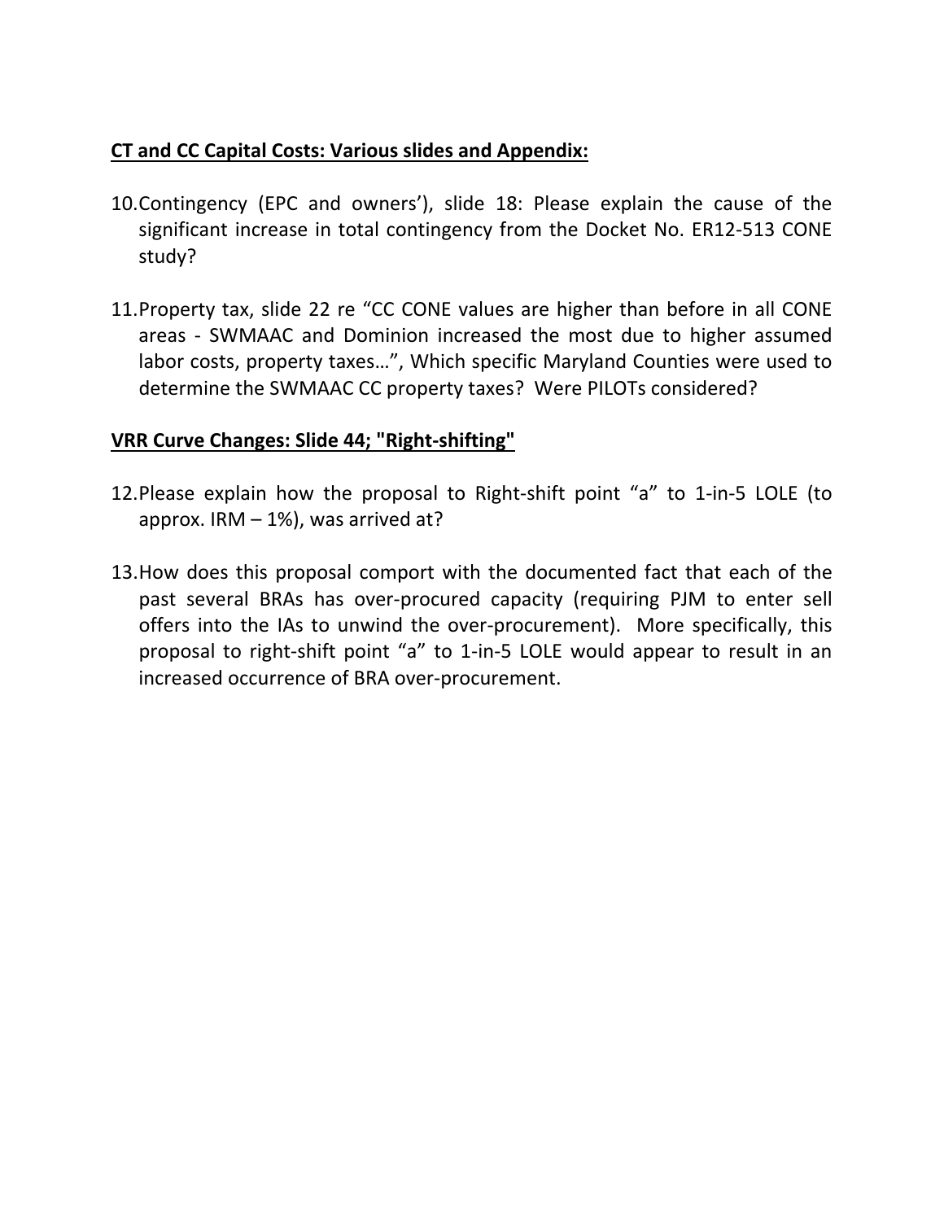**CT and CC Capital Costs: Various slides and Appendix:**

10. Contingency (EPC and owners'), slide 18: Please explain the cause of the significant increase in total contingency from the Docket No. ER12-513 CONE study?

11. Property tax, slide 22 re "CC CONE values are higher than before in all CONE areas - SWMAAC and Dominion increased the most due to higher assumed labor costs, property taxes…", Which specific Maryland Counties were used to determine the SWMAAC CC property taxes? Were PILOTs considered?

**VRR Curve Changes: Slide 44; "Right-shifting"**

12. Please explain how the proposal to Right-shift point "a" to 1-in-5 LOLE (to approx. IRM – 1%), was arrived at?

13. How does this proposal comport with the documented fact that each of the past several BRAs has over-procured capacity (requiring PJM to enter sell offers into the IAs to unwind the over-procurement). More specifically, this proposal to right-shift point "a" to 1-in-5 LOLE would appear to result in an increased occurrence of BRA over-procurement.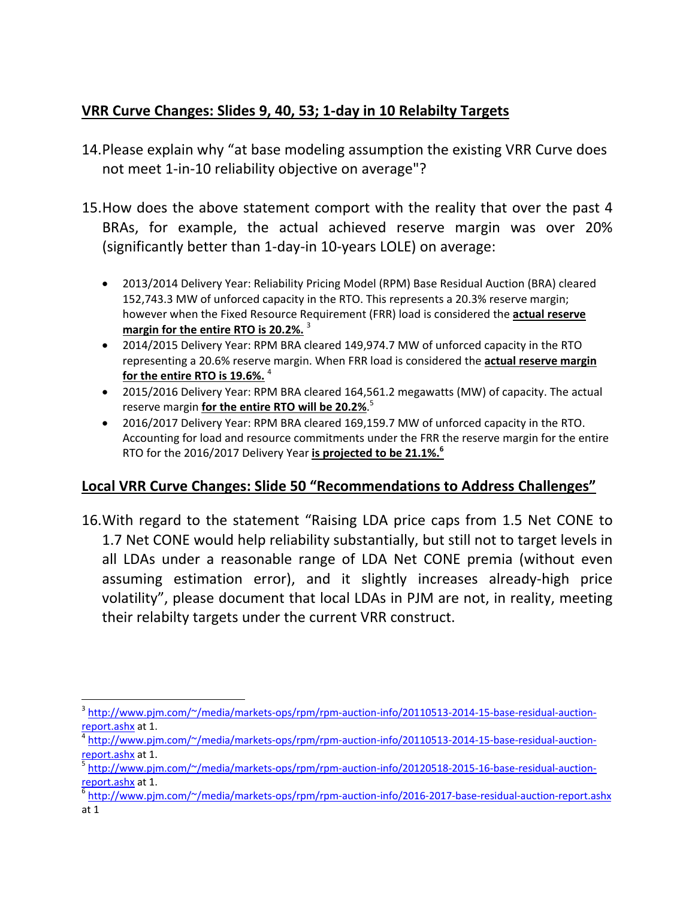## VRR Curve Changes: Slides 9, 40, 53; 1-day in 10 Relabilty Targets

14. Please explain why "at base modeling assumption the existing VRR Curve does not meet 1-in-10 reliability objective on average"?

15. How does the above statement comport with the reality that over the past 4 BRAs, for example, the actual achieved reserve margin was over 20% (significantly better than 1-day-in 10-years LOLE) on average:

    - 2013/2014 Delivery Year: Reliability Pricing Model (RPM) Base Residual Auction (BRA) cleared 152,743.3 MW of unforced capacity in the RTO. This represents a 20.3% reserve margin; however when the Fixed Resource Requirement (FRR) load is considered the **actual reserve margin for the entire RTO is 20.2%.** [3]
    - 2014/2015 Delivery Year: RPM BRA cleared 149,974.7 MW of unforced capacity in the RTO representing a 20.6% reserve margin. When FRR load is considered the **actual reserve margin for the entire RTO is 19.6%.** [4]
    - 2015/2016 Delivery Year: RPM BRA cleared 164,561.2 megawatts (MW) of capacity. The actual reserve margin **for the entire RTO will be 20.2%**.[5]
    - 2016/2017 Delivery Year: RPM BRA cleared 169,159.7 MW of unforced capacity in the RTO. Accounting for load and resource commitments under the FRR the reserve margin for the entire RTO for the 2016/2017 Delivery Year **is projected to be 21.1%.**[6]

## Local VRR Curve Changes: Slide 50 "Recommendations to Address Challenges"

16. With regard to the statement "Raising LDA price caps from 1.5 Net CONE to 1.7 Net CONE would help reliability substantially, but still not to target levels in all LDAs under a reasonable range of LDA Net CONE premia (without even assuming estimation error), and it slightly increases already-high price volatility", please document that local LDAs in PJM are not, in reality, meeting their relabilty targets under the current VRR construct.

---

[3] http://www.pjm.com/~/media/markets-ops/rpm/rpm-auction-info/20110513-2014-15-base-residual-auction-report.ashx at 1.

[4] http://www.pjm.com/~/media/markets-ops/rpm/rpm-auction-info/20110513-2014-15-base-residual-auction-report.ashx at 1.

[5] http://www.pjm.com/~/media/markets-ops/rpm/rpm-auction-info/20120518-2015-16-base-residual-auction-report.ashx at 1.

[6] http://www.pjm.com/~/media/markets-ops/rpm/rpm-auction-info/2016-2017-base-residual-auction-report.ashx at 1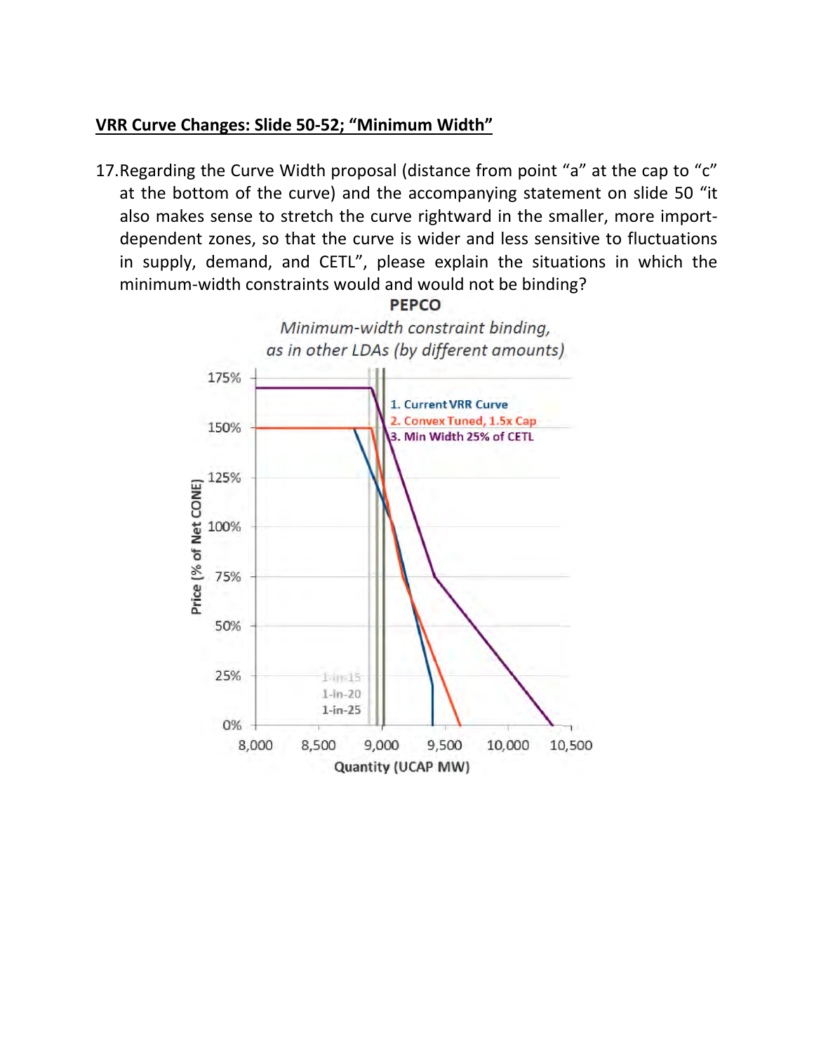## VRR Curve Changes: Slide 50-52; "Minimum Width"

17. Regarding the Curve Width proposal (distance from point "a" at the cap to "c" at the bottom of the curve) and the accompanying statement on slide 50 "it also makes sense to stretch the curve rightward in the smaller, more import-dependent zones, so that the curve is wider and less sensitive to fluctuations in supply, demand, and CETL", please explain the situations in which the minimum-width constraints would and would not be binding?

PEPCO

*Minimum-width constraint binding, as in other LDAs (by different amounts)*

1. Current VRR Curve
2. Convex Tuned, 1.5x Cap
3. Min Width 25% of CETL

1-in-15
1-in-20
1-in-25

Price (% of Net CONE)

175%
150%
125%
100%
75%
50%
25%
0%

8,000
8,500
9,000
9,500
10,000
10,500

Quantity (UCAP MW)